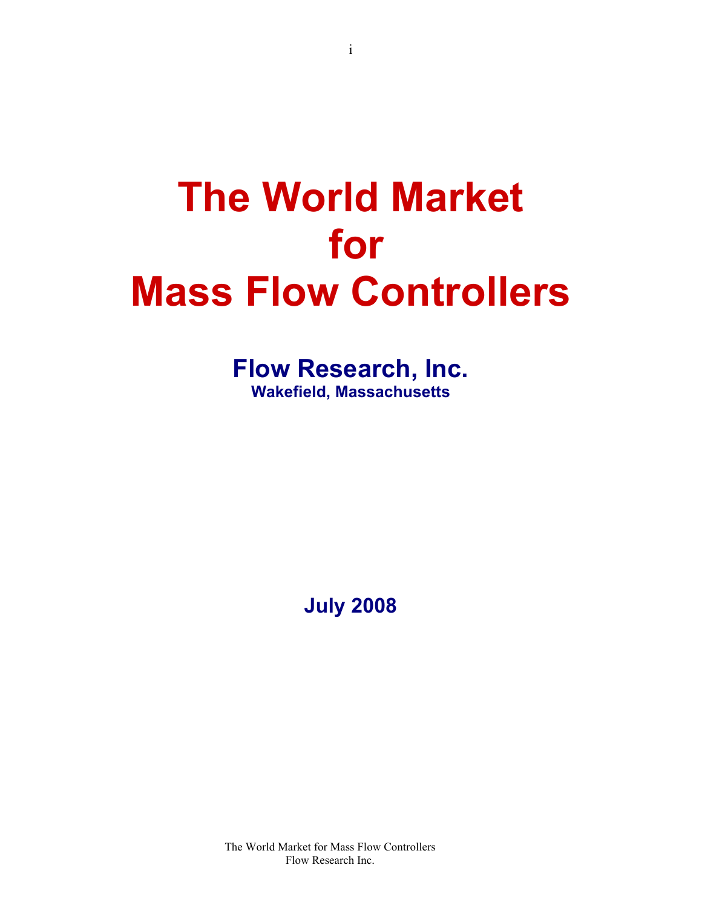# The World Market for Mass Flow Controllers

## Flow Research, Inc.

**Wakefield, Massachusetts**

**July 2008**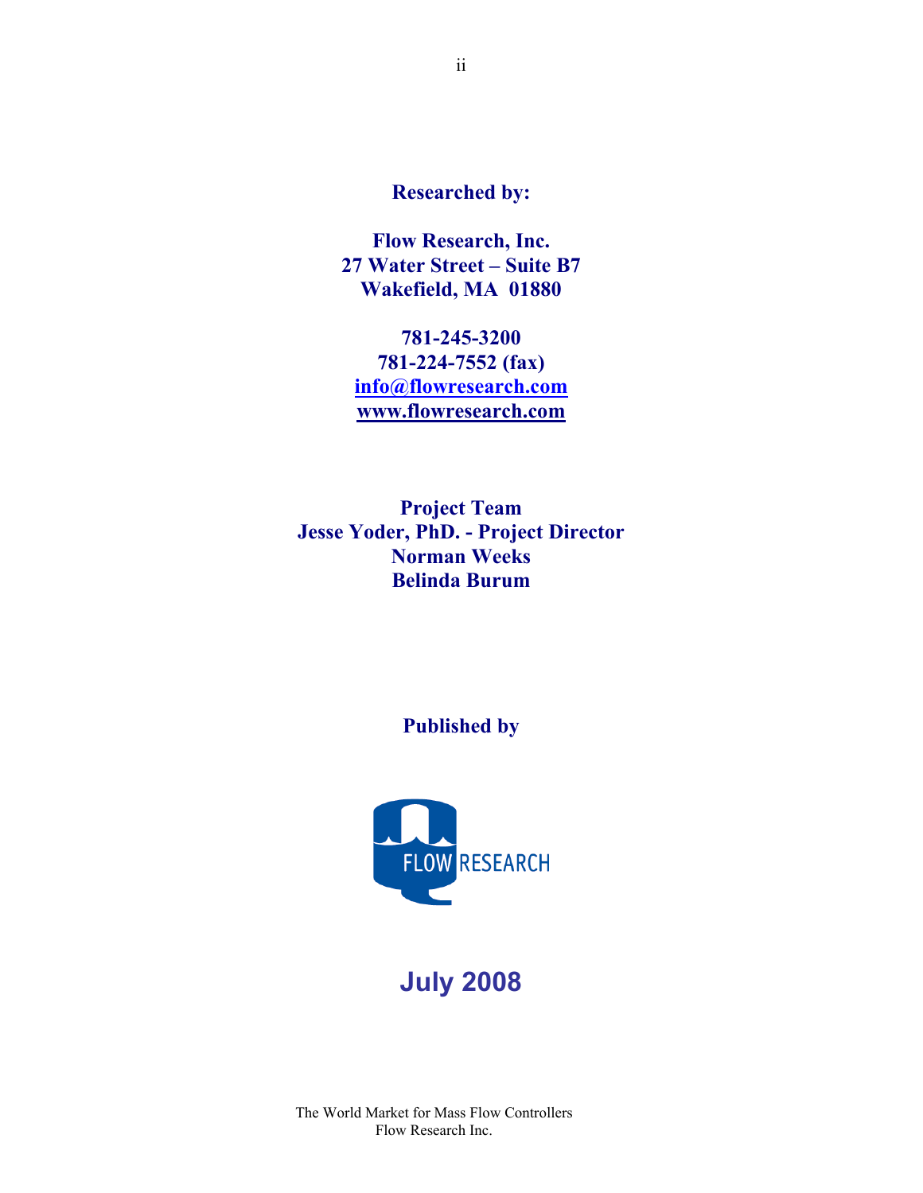**Researched by:**

**Flow Research, Inc.**
**27 Water Street – Suite B7**
**Wakefield, MA 01880**

**781-245-3200**
**781-224-7552 (fax)**
**info@flowresearch.com**
**www.flowresearch.com**

**Project Team**
**Jesse Yoder, PhD. - Project Director**
**Norman Weeks**
**Belinda Burum**

**Published by**

FLOW RESEARCH

**July 2008**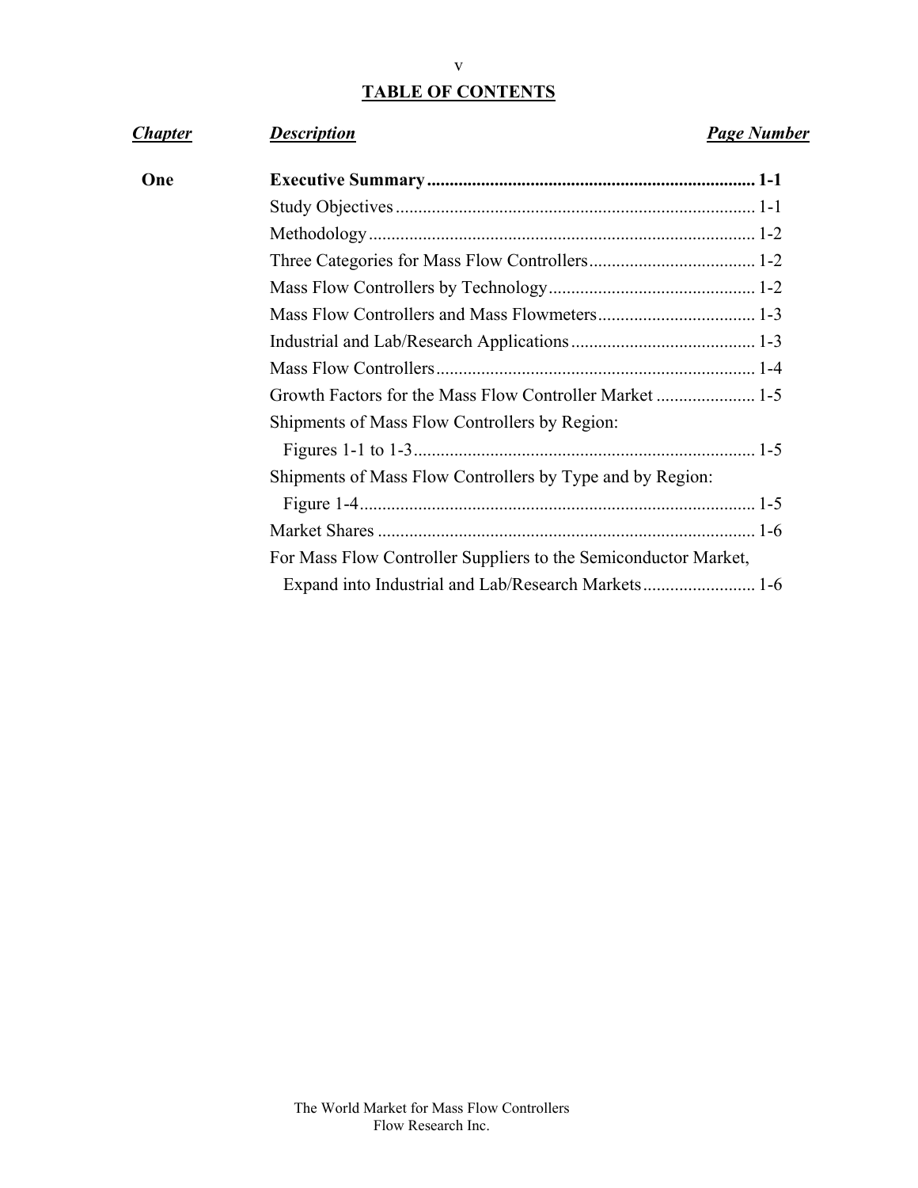# TABLE OF CONTENTS

| ***Chapter*** | ***Description*** | ***Page Number*** |
|---|---|---|
| **One** | **Executive Summary** | **1-1** |
| | Study Objectives | 1-1 |
| | Methodology | 1-2 |
| | Three Categories for Mass Flow Controllers | 1-2 |
| | Mass Flow Controllers by Technology | 1-2 |
| | Mass Flow Controllers and Mass Flowmeters | 1-3 |
| | Industrial and Lab/Research Applications | 1-3 |
| | Mass Flow Controllers | 1-4 |
| | Growth Factors for the Mass Flow Controller Market | 1-5 |
| | Shipments of Mass Flow Controllers by Region: Figures 1-1 to 1-3 | 1-5 |
| | Shipments of Mass Flow Controllers by Type and by Region: Figure 1-4 | 1-5 |
| | Market Shares | 1-6 |
| | For Mass Flow Controller Suppliers to the Semiconductor Market, Expand into Industrial and Lab/Research Markets | 1-6 |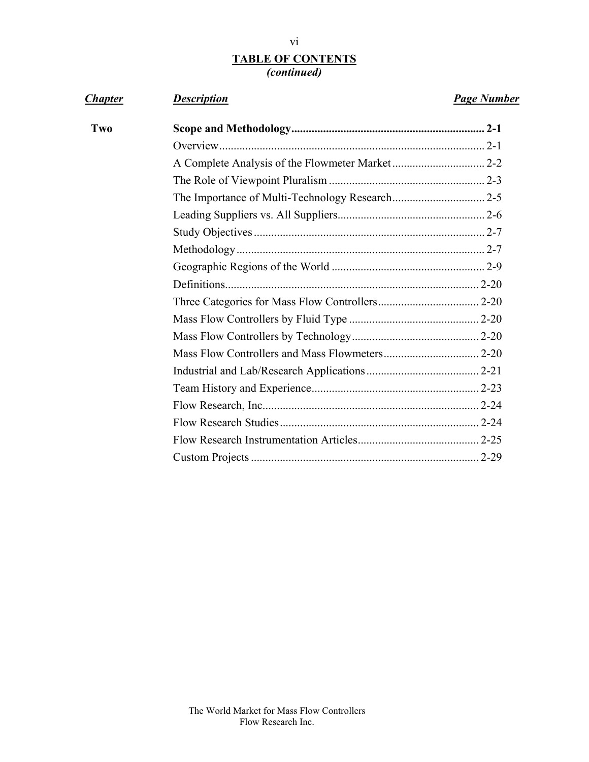## TABLE OF CONTENTS
*(continued)*

| *Chapter* | *Description* | *Page Number* |
|---|---|---|
| **Two** | **Scope and Methodology** | **2-1** |
| | Overview | 2-1 |
| | A Complete Analysis of the Flowmeter Market | 2-2 |
| | The Role of Viewpoint Pluralism | 2-3 |
| | The Importance of Multi-Technology Research | 2-5 |
| | Leading Suppliers vs. All Suppliers | 2-6 |
| | Study Objectives | 2-7 |
| | Methodology | 2-7 |
| | Geographic Regions of the World | 2-9 |
| | Definitions | 2-20 |
| | Three Categories for Mass Flow Controllers | 2-20 |
| | Mass Flow Controllers by Fluid Type | 2-20 |
| | Mass Flow Controllers by Technology | 2-20 |
| | Mass Flow Controllers and Mass Flowmeters | 2-20 |
| | Industrial and Lab/Research Applications | 2-21 |
| | Team History and Experience | 2-23 |
| | Flow Research, Inc. | 2-24 |
| | Flow Research Studies | 2-24 |
| | Flow Research Instrumentation Articles | 2-25 |
| | Custom Projects | 2-29 |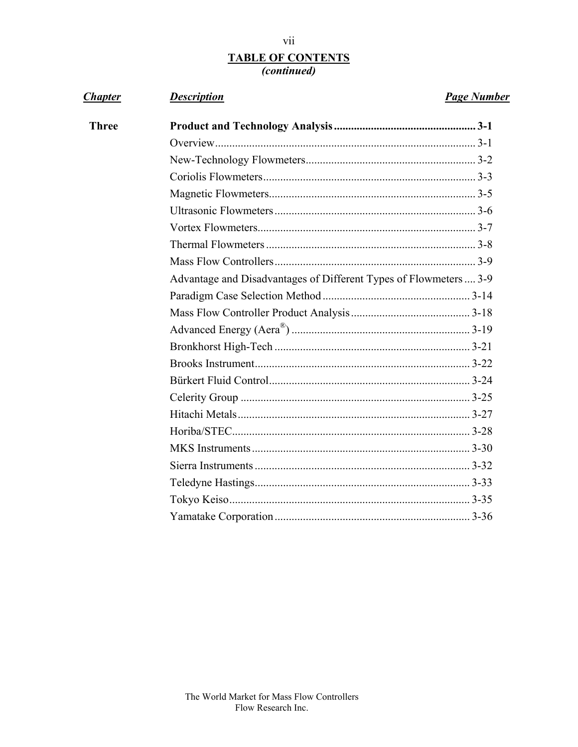## TABLE OF CONTENTS
*(continued)*

| ***Chapter*** | ***Description*** | ***Page Number*** |
|---|---|---|
| **Three** | **Product and Technology Analysis** | **3-1** |
| | Overview | 3-1 |
| | New-Technology Flowmeters | 3-2 |
| | Coriolis Flowmeters | 3-3 |
| | Magnetic Flowmeters | 3-5 |
| | Ultrasonic Flowmeters | 3-6 |
| | Vortex Flowmeters | 3-7 |
| | Thermal Flowmeters | 3-8 |
| | Mass Flow Controllers | 3-9 |
| | Advantage and Disadvantages of Different Types of Flowmeters | 3-9 |
| | Paradigm Case Selection Method | 3-14 |
| | Mass Flow Controller Product Analysis | 3-18 |
| | Advanced Energy (Aera®) | 3-19 |
| | Bronkhorst High-Tech | 3-21 |
| | Brooks Instrument | 3-22 |
| | Bürkert Fluid Control | 3-24 |
| | Celerity Group | 3-25 |
| | Hitachi Metals | 3-27 |
| | Horiba/STEC | 3-28 |
| | MKS Instruments | 3-30 |
| | Sierra Instruments | 3-32 |
| | Teledyne Hastings | 3-33 |
| | Tokyo Keiso | 3-35 |
| | Yamatake Corporation | 3-36 |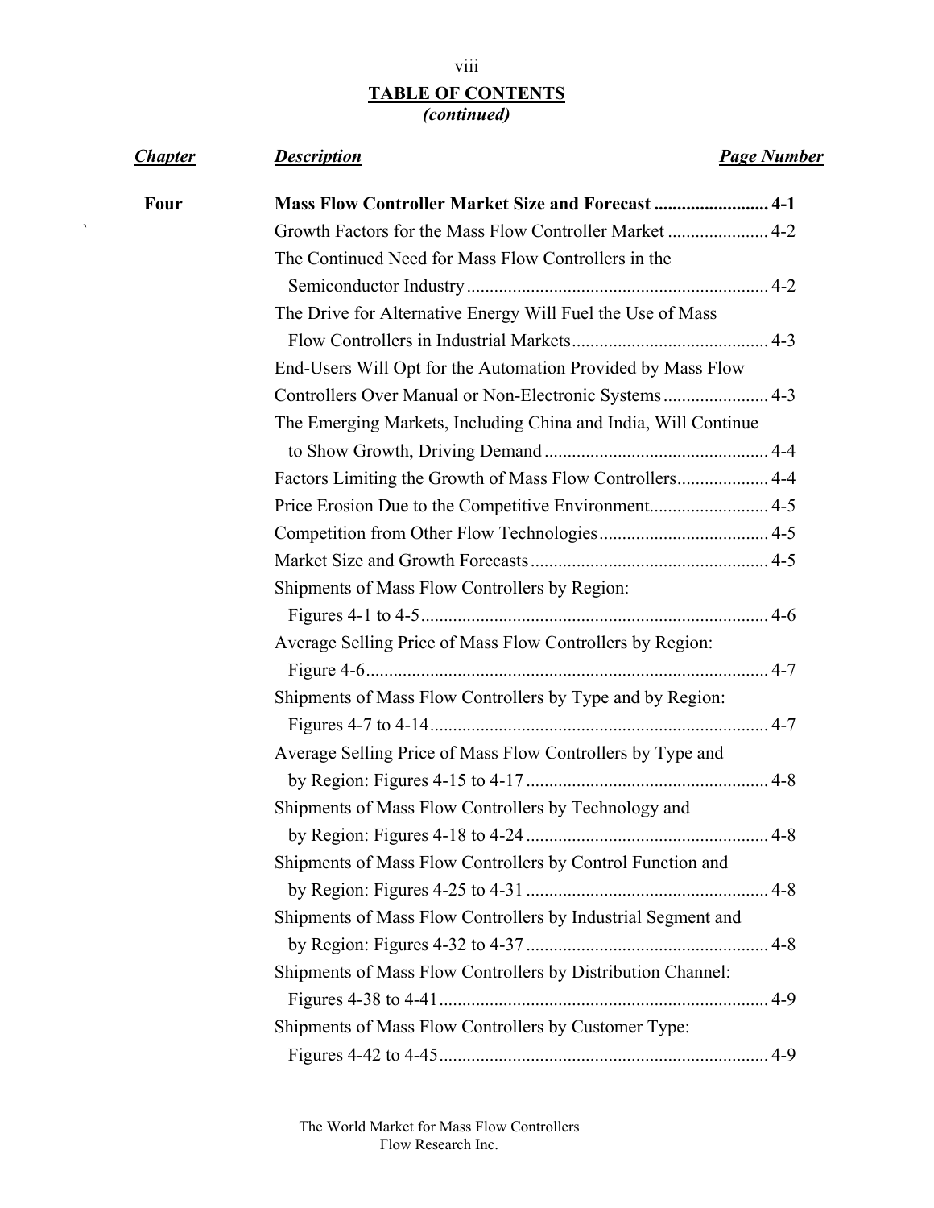## TABLE OF CONTENTS
*(continued)*

| *Chapter* | *Description* | *Page Number* |
|---|---|---|
| **Four** | **Mass Flow Controller Market Size and Forecast** | **4-1** |
| | Growth Factors for the Mass Flow Controller Market | 4-2 |
| | The Continued Need for Mass Flow Controllers in the Semiconductor Industry | 4-2 |
| | The Drive for Alternative Energy Will Fuel the Use of Mass Flow Controllers in Industrial Markets | 4-3 |
| | End-Users Will Opt for the Automation Provided by Mass Flow Controllers Over Manual or Non-Electronic Systems | 4-3 |
| | The Emerging Markets, Including China and India, Will Continue to Show Growth, Driving Demand | 4-4 |
| | Factors Limiting the Growth of Mass Flow Controllers | 4-4 |
| | Price Erosion Due to the Competitive Environment | 4-5 |
| | Competition from Other Flow Technologies | 4-5 |
| | Market Size and Growth Forecasts | 4-5 |
| | Shipments of Mass Flow Controllers by Region: Figures 4-1 to 4-5 | 4-6 |
| | Average Selling Price of Mass Flow Controllers by Region: Figure 4-6 | 4-7 |
| | Shipments of Mass Flow Controllers by Type and by Region: Figures 4-7 to 4-14 | 4-7 |
| | Average Selling Price of Mass Flow Controllers by Type and by Region: Figures 4-15 to 4-17 | 4-8 |
| | Shipments of Mass Flow Controllers by Technology and by Region: Figures 4-18 to 4-24 | 4-8 |
| | Shipments of Mass Flow Controllers by Control Function and by Region: Figures 4-25 to 4-31 | 4-8 |
| | Shipments of Mass Flow Controllers by Industrial Segment and by Region: Figures 4-32 to 4-37 | 4-8 |
| | Shipments of Mass Flow Controllers by Distribution Channel: Figures 4-38 to 4-41 | 4-9 |
| | Shipments of Mass Flow Controllers by Customer Type: Figures 4-42 to 4-45 | 4-9 |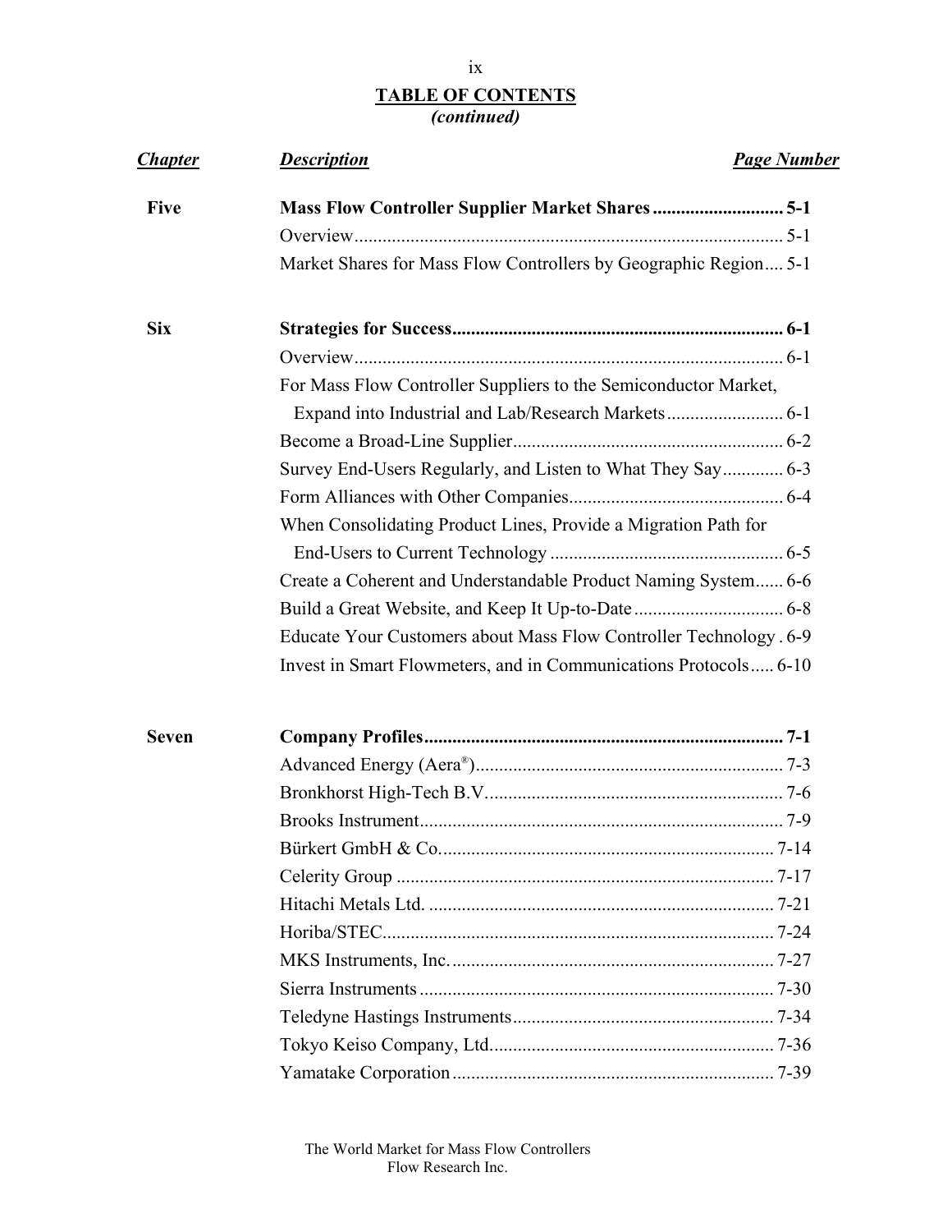## TABLE OF CONTENTS
*(continued)*

| ***Chapter*** | ***Description*** | ***Page Number*** |
|---|---|---|
| **Five** | **Mass Flow Controller Supplier Market Shares** | **5-1** |
| | Overview | 5-1 |
| | Market Shares for Mass Flow Controllers by Geographic Region | 5-1 |
| **Six** | **Strategies for Success** | **6-1** |
| | Overview | 6-1 |
| | For Mass Flow Controller Suppliers to the Semiconductor Market, Expand into Industrial and Lab/Research Markets | 6-1 |
| | Become a Broad-Line Supplier | 6-2 |
| | Survey End-Users Regularly, and Listen to What They Say | 6-3 |
| | Form Alliances with Other Companies | 6-4 |
| | When Consolidating Product Lines, Provide a Migration Path for End-Users to Current Technology | 6-5 |
| | Create a Coherent and Understandable Product Naming System | 6-6 |
| | Build a Great Website, and Keep It Up-to-Date | 6-8 |
| | Educate Your Customers about Mass Flow Controller Technology | 6-9 |
| | Invest in Smart Flowmeters, and in Communications Protocols | 6-10 |
| **Seven** | **Company Profiles** | **7-1** |
| | Advanced Energy (Aera®) | 7-3 |
| | Bronkhorst High-Tech B.V. | 7-6 |
| | Brooks Instrument | 7-9 |
| | Bürkert GmbH & Co. | 7-14 |
| | Celerity Group | 7-17 |
| | Hitachi Metals Ltd. | 7-21 |
| | Horiba/STEC | 7-24 |
| | MKS Instruments, Inc. | 7-27 |
| | Sierra Instruments | 7-30 |
| | Teledyne Hastings Instruments | 7-34 |
| | Tokyo Keiso Company, Ltd. | 7-36 |
| | Yamatake Corporation | 7-39 |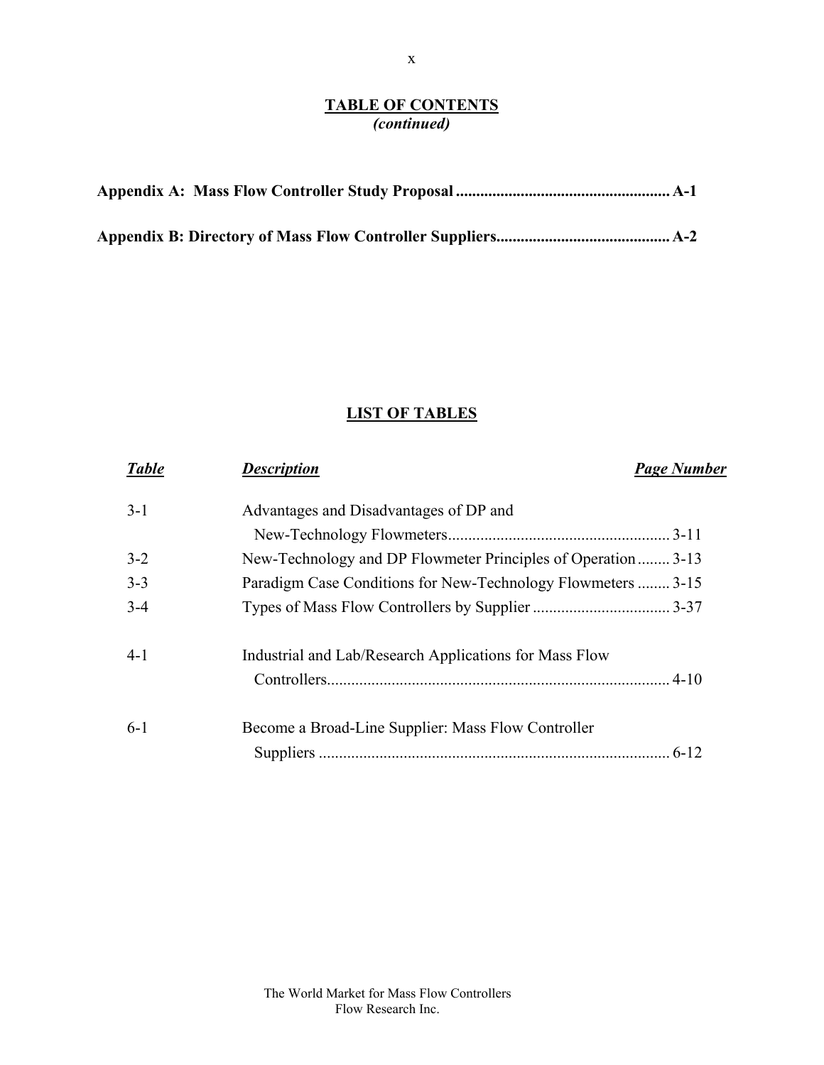## TABLE OF CONTENTS
### *(continued)*

**Appendix A: Mass Flow Controller Study Proposal .................................................... A-1**

**Appendix B: Directory of Mass Flow Controller Suppliers.......................................... A-2**

## LIST OF TABLES

| *Table* | *Description* | *Page Number* |
|---|---|---|
| 3-1 | Advantages and Disadvantages of DP and New-Technology Flowmeters | 3-11 |
| 3-2 | New-Technology and DP Flowmeter Principles of Operation | 3-13 |
| 3-3 | Paradigm Case Conditions for New-Technology Flowmeters | 3-15 |
| 3-4 | Types of Mass Flow Controllers by Supplier | 3-37 |
| 4-1 | Industrial and Lab/Research Applications for Mass Flow Controllers | 4-10 |
| 6-1 | Become a Broad-Line Supplier: Mass Flow Controller Suppliers | 6-12 |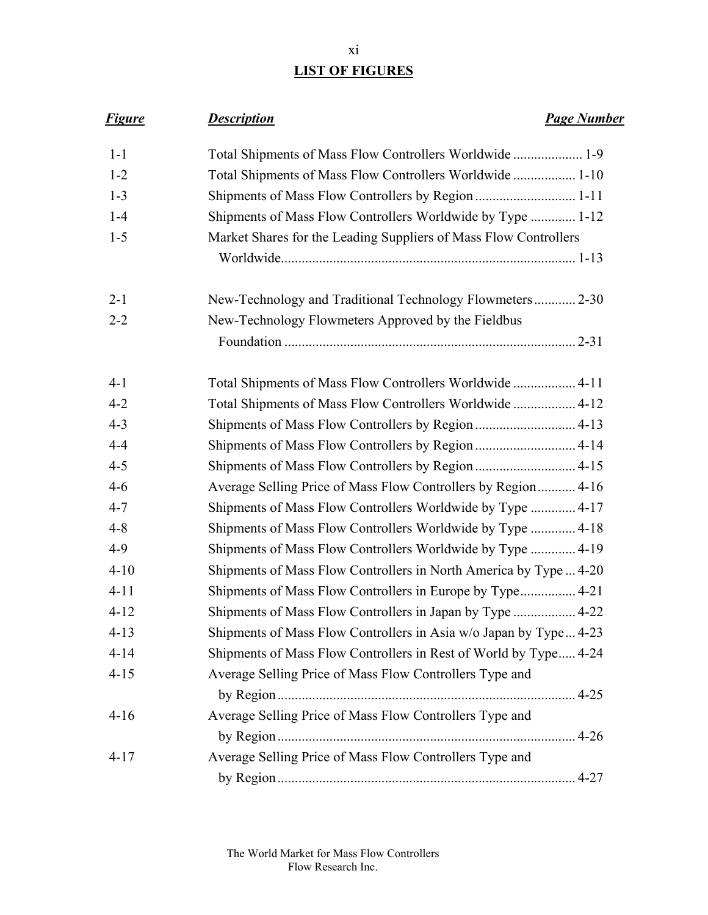## LIST OF FIGURES

| *Figure* | *Description* | *Page Number* |
|---|---|---|
| 1-1 | Total Shipments of Mass Flow Controllers Worldwide | 1-9 |
| 1-2 | Total Shipments of Mass Flow Controllers Worldwide | 1-10 |
| 1-3 | Shipments of Mass Flow Controllers by Region | 1-11 |
| 1-4 | Shipments of Mass Flow Controllers Worldwide by Type | 1-12 |
| 1-5 | Market Shares for the Leading Suppliers of Mass Flow Controllers Worldwide | 1-13 |
| 2-1 | New-Technology and Traditional Technology Flowmeters | 2-30 |
| 2-2 | New-Technology Flowmeters Approved by the Fieldbus Foundation | 2-31 |
| 4-1 | Total Shipments of Mass Flow Controllers Worldwide | 4-11 |
| 4-2 | Total Shipments of Mass Flow Controllers Worldwide | 4-12 |
| 4-3 | Shipments of Mass Flow Controllers by Region | 4-13 |
| 4-4 | Shipments of Mass Flow Controllers by Region | 4-14 |
| 4-5 | Shipments of Mass Flow Controllers by Region | 4-15 |
| 4-6 | Average Selling Price of Mass Flow Controllers by Region | 4-16 |
| 4-7 | Shipments of Mass Flow Controllers Worldwide by Type | 4-17 |
| 4-8 | Shipments of Mass Flow Controllers Worldwide by Type | 4-18 |
| 4-9 | Shipments of Mass Flow Controllers Worldwide by Type | 4-19 |
| 4-10 | Shipments of Mass Flow Controllers in North America by Type | 4-20 |
| 4-11 | Shipments of Mass Flow Controllers in Europe by Type | 4-21 |
| 4-12 | Shipments of Mass Flow Controllers in Japan by Type | 4-22 |
| 4-13 | Shipments of Mass Flow Controllers in Asia w/o Japan by Type | 4-23 |
| 4-14 | Shipments of Mass Flow Controllers in Rest of World by Type | 4-24 |
| 4-15 | Average Selling Price of Mass Flow Controllers Type and by Region | 4-25 |
| 4-16 | Average Selling Price of Mass Flow Controllers Type and by Region | 4-26 |
| 4-17 | Average Selling Price of Mass Flow Controllers Type and by Region | 4-27 |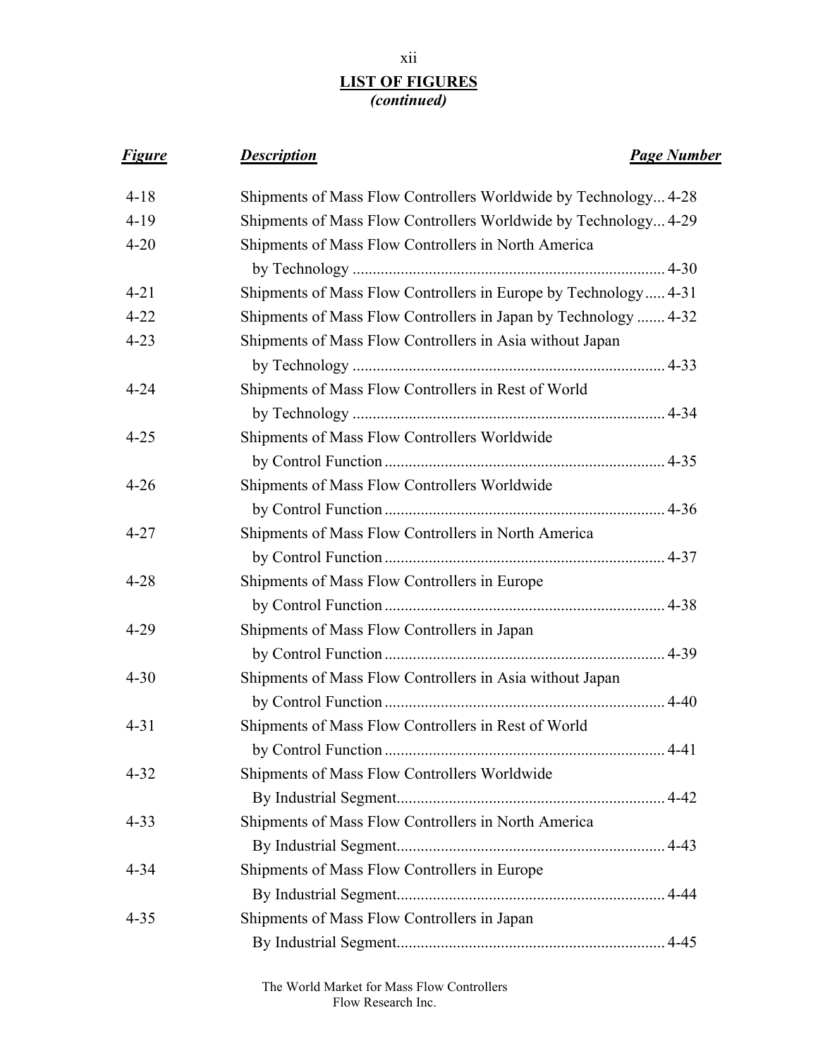## LIST OF FIGURES
*(continued)*

| *Figure* | *Description* | *Page Number* |
|---|---|---|
| 4-18 | Shipments of Mass Flow Controllers Worldwide by Technology | 4-28 |
| 4-19 | Shipments of Mass Flow Controllers Worldwide by Technology | 4-29 |
| 4-20 | Shipments of Mass Flow Controllers in North America by Technology | 4-30 |
| 4-21 | Shipments of Mass Flow Controllers in Europe by Technology | 4-31 |
| 4-22 | Shipments of Mass Flow Controllers in Japan by Technology | 4-32 |
| 4-23 | Shipments of Mass Flow Controllers in Asia without Japan by Technology | 4-33 |
| 4-24 | Shipments of Mass Flow Controllers in Rest of World by Technology | 4-34 |
| 4-25 | Shipments of Mass Flow Controllers Worldwide by Control Function | 4-35 |
| 4-26 | Shipments of Mass Flow Controllers Worldwide by Control Function | 4-36 |
| 4-27 | Shipments of Mass Flow Controllers in North America by Control Function | 4-37 |
| 4-28 | Shipments of Mass Flow Controllers in Europe by Control Function | 4-38 |
| 4-29 | Shipments of Mass Flow Controllers in Japan by Control Function | 4-39 |
| 4-30 | Shipments of Mass Flow Controllers in Asia without Japan by Control Function | 4-40 |
| 4-31 | Shipments of Mass Flow Controllers in Rest of World by Control Function | 4-41 |
| 4-32 | Shipments of Mass Flow Controllers Worldwide By Industrial Segment | 4-42 |
| 4-33 | Shipments of Mass Flow Controllers in North America By Industrial Segment | 4-43 |
| 4-34 | Shipments of Mass Flow Controllers in Europe By Industrial Segment | 4-44 |
| 4-35 | Shipments of Mass Flow Controllers in Japan By Industrial Segment | 4-45 |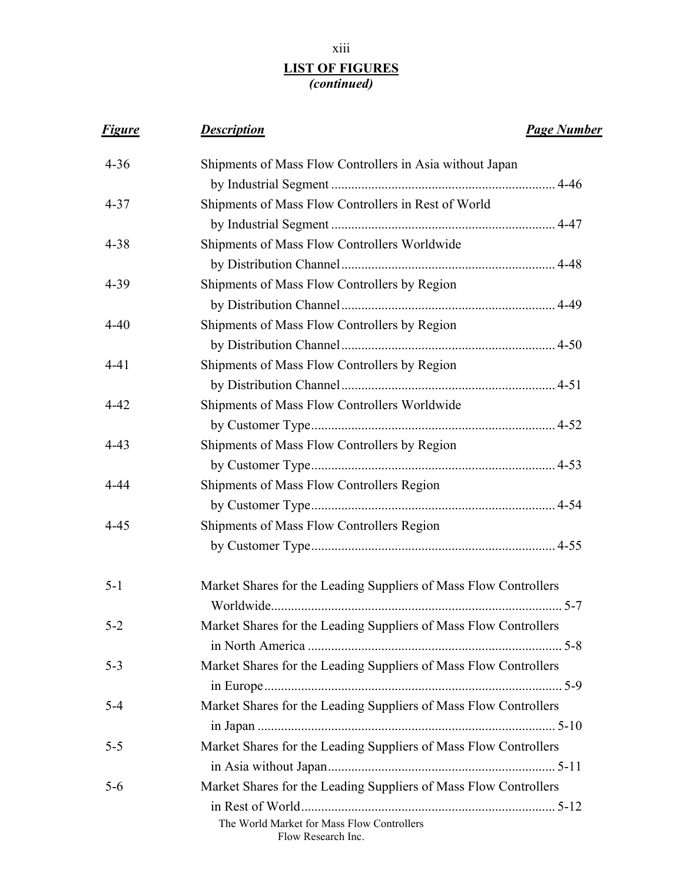## LIST OF FIGURES
*(continued)*

| *Figure* | *Description* | *Page Number* |
|---|---|---|
| 4-36 | Shipments of Mass Flow Controllers in Asia without Japan by Industrial Segment | 4-46 |
| 4-37 | Shipments of Mass Flow Controllers in Rest of World by Industrial Segment | 4-47 |
| 4-38 | Shipments of Mass Flow Controllers Worldwide by Distribution Channel | 4-48 |
| 4-39 | Shipments of Mass Flow Controllers by Region by Distribution Channel | 4-49 |
| 4-40 | Shipments of Mass Flow Controllers by Region by Distribution Channel | 4-50 |
| 4-41 | Shipments of Mass Flow Controllers by Region by Distribution Channel | 4-51 |
| 4-42 | Shipments of Mass Flow Controllers Worldwide by Customer Type | 4-52 |
| 4-43 | Shipments of Mass Flow Controllers by Region by Customer Type | 4-53 |
| 4-44 | Shipments of Mass Flow Controllers Region by Customer Type | 4-54 |
| 4-45 | Shipments of Mass Flow Controllers Region by Customer Type | 4-55 |
| 5-1 | Market Shares for the Leading Suppliers of Mass Flow Controllers Worldwide | 5-7 |
| 5-2 | Market Shares for the Leading Suppliers of Mass Flow Controllers in North America | 5-8 |
| 5-3 | Market Shares for the Leading Suppliers of Mass Flow Controllers in Europe | 5-9 |
| 5-4 | Market Shares for the Leading Suppliers of Mass Flow Controllers in Japan | 5-10 |
| 5-5 | Market Shares for the Leading Suppliers of Mass Flow Controllers in Asia without Japan | 5-11 |
| 5-6 | Market Shares for the Leading Suppliers of Mass Flow Controllers in Rest of World | 5-12 |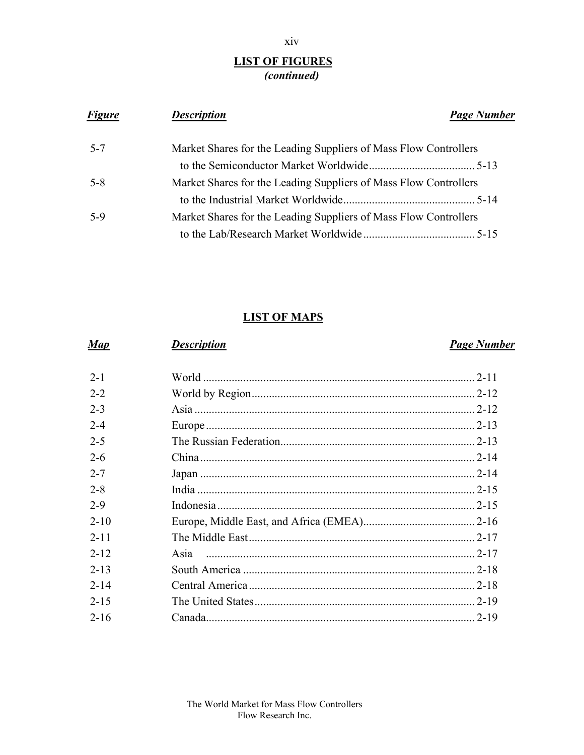## LIST OF FIGURES
*(continued)*

| ***Figure*** | ***Description*** | ***Page Number*** |
|---|---|---|
| 5-7 | Market Shares for the Leading Suppliers of Mass Flow Controllers to the Semiconductor Market Worldwide | 5-13 |
| 5-8 | Market Shares for the Leading Suppliers of Mass Flow Controllers to the Industrial Market Worldwide | 5-14 |
| 5-9 | Market Shares for the Leading Suppliers of Mass Flow Controllers to the Lab/Research Market Worldwide | 5-15 |

## LIST OF MAPS

| ***Map*** | ***Description*** | ***Page Number*** |
|---|---|---|
| 2-1 | World | 2-11 |
| 2-2 | World by Region | 2-12 |
| 2-3 | Asia | 2-12 |
| 2-4 | Europe | 2-13 |
| 2-5 | The Russian Federation | 2-13 |
| 2-6 | China | 2-14 |
| 2-7 | Japan | 2-14 |
| 2-8 | India | 2-15 |
| 2-9 | Indonesia | 2-15 |
| 2-10 | Europe, Middle East, and Africa (EMEA) | 2-16 |
| 2-11 | The Middle East | 2-17 |
| 2-12 | Asia | 2-17 |
| 2-13 | South America | 2-18 |
| 2-14 | Central America | 2-18 |
| 2-15 | The United States | 2-19 |
| 2-16 | Canada | 2-19 |